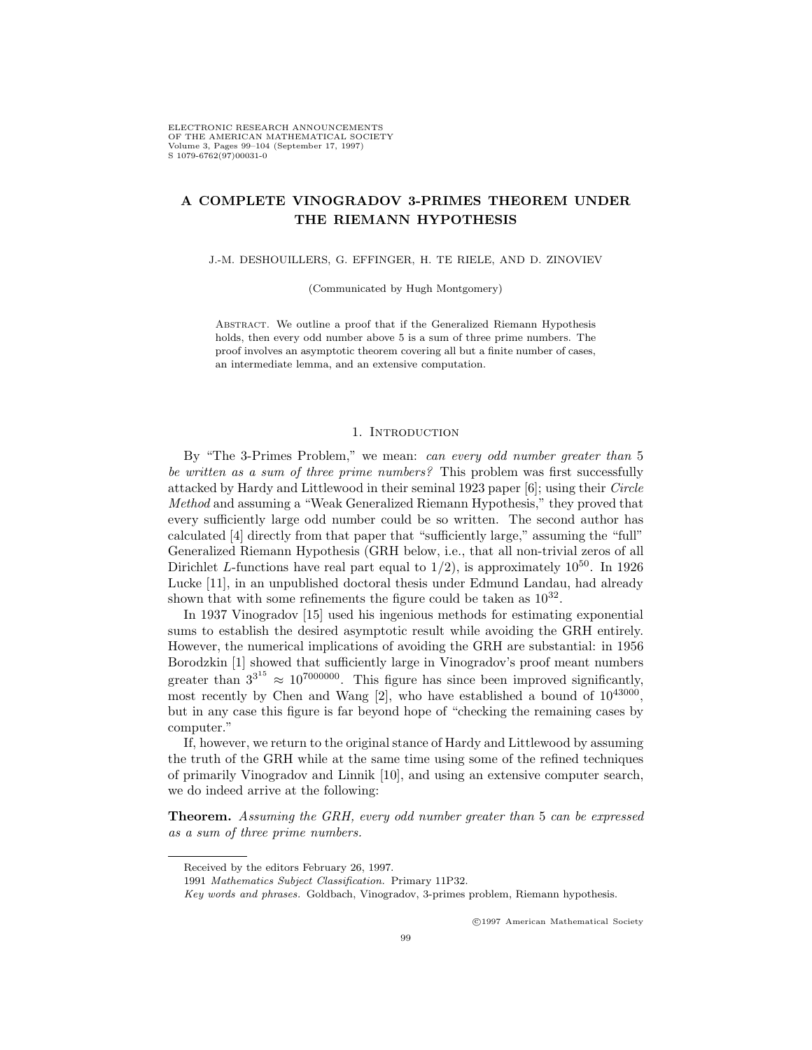# A COMPLETE VINOGRADOV 3-PRIMES THEOREM UNDER THE RIEMANN HYPOTHESIS

J.-M. DESHOUILLERS, G. EFFINGER, H. TE RIELE, AND D. ZINOVIEV

(Communicated by Hugh Montgomery)

Abstract. We outline a proof that if the Generalized Riemann Hypothesis holds, then every odd number above 5 is a sum of three prime numbers. The proof involves an asymptotic theorem covering all but a finite number of cases, an intermediate lemma, and an extensive computation.

## 1. Introduction

By "The 3-Primes Problem," we mean: *can every odd number greater than* 5 *be written as a sum of three prime numbers?* This problem was first successfully attacked by Hardy and Littlewood in their seminal 1923 paper [6]; using their *Circle Method* and assuming a "Weak Generalized Riemann Hypothesis," they proved that every sufficiently large odd number could be so written. The second author has calculated [4] directly from that paper that "sufficiently large," assuming the "full" Generalized Riemann Hypothesis (GRH below, i.e., that all non-trivial zeros of all Dirichlet $L$-functions have real part equal to $1/2$), is approximately $10^{50}$. In 1926 Lucke [11], in an unpublished doctoral thesis under Edmund Landau, had already shown that with some refinements the figure could be taken as $10^{32}$.

In 1937 Vinogradov [15] used his ingenious methods for estimating exponential sums to establish the desired asymptotic result while avoiding the GRH entirely. However, the numerical implications of avoiding the GRH are substantial: in 1956 Borodzkin [1] showed that sufficiently large in Vinogradov's proof meant numbers greater than $3^{3^{15}} \approx 10^{7000000}$. This figure has since been improved significantly, most recently by Chen and Wang [2], who have established a bound of $10^{43000}$, but in any case this figure is far beyond hope of "checking the remaining cases by computer."

If, however, we return to the original stance of Hardy and Littlewood by assuming the truth of the GRH while at the same time using some of the refined techniques of primarily Vinogradov and Linnik [10], and using an extensive computer search, we do indeed arrive at the following:

**Theorem.** *Assuming the GRH, every odd number greater than* 5 *can be expressed as a sum of three prime numbers.*

---

Received by the editors February 26, 1997.

1991 *Mathematics Subject Classification.* Primary 11P32.

*Key words and phrases.* Goldbach, Vinogradov, 3-primes problem, Riemann hypothesis.

©1997 American Mathematical Society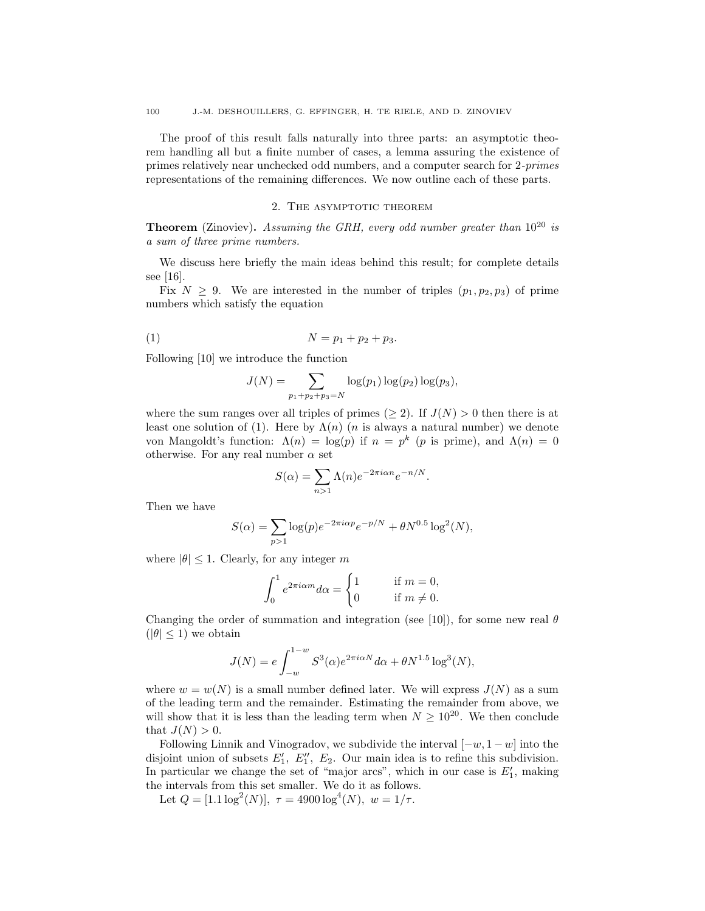The proof of this result falls naturally into three parts: an asymptotic theorem handling all but a finite number of cases, a lemma assuring the existence of primes relatively near unchecked odd numbers, and a computer search for 2-*primes* representations of the remaining differences. We now outline each of these parts.

## 2. The asymptotic theorem

**Theorem** (Zinoviev)**.** *Assuming the GRH, every odd number greater than $10^{20}$ is a sum of three prime numbers.*

We discuss here briefly the main ideas behind this result; for complete details see [16].

Fix $N \geq 9$. We are interested in the number of triples $(p_1, p_2, p_3)$ of prime numbers which satisfy the equation

$$N = p_1 + p_2 + p_3. \tag{1}$$

Following [10] we introduce the function

$$J(N) = \sum_{p_1+p_2+p_3=N} \log(p_1)\log(p_2)\log(p_3),$$

where the sum ranges over all triples of primes ($\geq 2$). If $J(N) > 0$ then there is at least one solution of (1). Here by $\Lambda(n)$ ($n$ is always a natural number) we denote von Mangoldt's function: $\Lambda(n) = \log(p)$ if $n = p^k$ ($p$ is prime), and $\Lambda(n) = 0$ otherwise. For any real number $\alpha$ set

$$S(\alpha) = \sum_{n>1} \Lambda(n) e^{-2\pi i \alpha n} e^{-n/N}.$$

Then we have

$$S(\alpha) = \sum_{p>1} \log(p) e^{-2\pi i \alpha p} e^{-p/N} + \theta N^{0.5} \log^2(N),$$

where $|\theta| \leq 1$. Clearly, for any integer $m$

$$\int_0^1 e^{2\pi i \alpha m} d\alpha = \begin{cases} 1 & \text{if } m = 0, \\ 0 & \text{if } m \neq 0. \end{cases}$$

Changing the order of summation and integration (see [10]), for some new real $\theta$ ($|\theta| \leq 1$) we obtain

$$J(N) = e \int_{-w}^{1-w} S^3(\alpha) e^{2\pi i \alpha N} d\alpha + \theta N^{1.5} \log^3(N),$$

where $w = w(N)$ is a small number defined later. We will express $J(N)$ as a sum of the leading term and the remainder. Estimating the remainder from above, we will show that it is less than the leading term when $N \geq 10^{20}$. We then conclude that $J(N) > 0$.

Following Linnik and Vinogradov, we subdivide the interval $[-w, 1-w]$ into the disjoint union of subsets $E_1'$, $E_1''$, $E_2$. Our main idea is to refine this subdivision. In particular we change the set of "major arcs", which in our case is $E_1'$, making the intervals from this set smaller. We do it as follows.

Let $Q = [1.1 \log^2(N)]$, $\tau = 4900 \log^4(N)$, $w = 1/\tau$.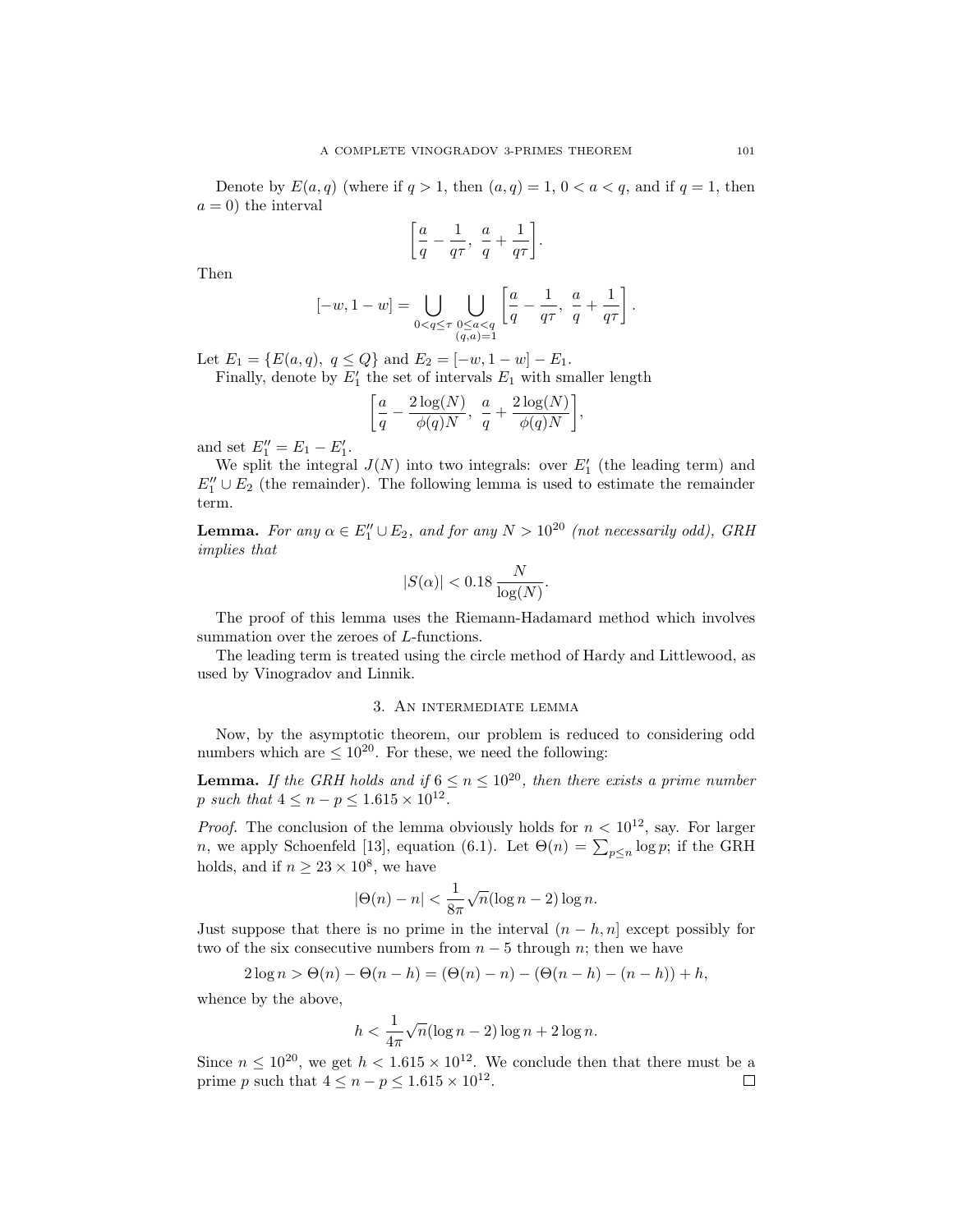Denote by $E(a, q)$ (where if $q > 1$, then $(q, a) = 1$, $0 < a < q$, and if $q = 1$, then $a = 0$) the interval

$$\left[\frac{a}{q} - \frac{1}{q\tau},\ \frac{a}{q} + \frac{1}{q\tau}\right].$$

Then

$$[-w, 1-w] = \bigcup_{0<q\leq\tau} \bigcup_{\substack{0\leq a<q \\ (q,a)=1}} \left[\frac{a}{q} - \frac{1}{q\tau},\ \frac{a}{q} + \frac{1}{q\tau}\right].$$

Let $E_1 = \{E(a, q),\ q \leq Q\}$ and $E_2 = [-w, 1-w] - E_1$.

Finally, denote by $E_1'$ the set of intervals $E_1$ with smaller length

$$\left[\frac{a}{q} - \frac{2\log(N)}{\phi(q)N},\ \frac{a}{q} + \frac{2\log(N)}{\phi(q)N}\right],$$

and set $E_1'' = E_1 - E_1'$.

We split the integral $J(N)$ into two integrals: over $E_1'$ (the leading term) and $E_1'' \cup E_2$ (the remainder). The following lemma is used to estimate the remainder term.

**Lemma.** *For any $\alpha \in E_1'' \cup E_2$, and for any $N > 10^{20}$ (not necessarily odd), GRH implies that*

$$|S(\alpha)| < 0.18\,\frac{N}{\log(N)}.$$

The proof of this lemma uses the Riemann-Hadamard method which involves summation over the zeroes of $L$-functions.

The leading term is treated using the circle method of Hardy and Littlewood, as used by Vinogradov and Linnik.

## 3. An intermediate lemma

Now, by the asymptotic theorem, our problem is reduced to considering odd numbers which are $\leq 10^{20}$. For these, we need the following:

**Lemma.** *If the GRH holds and if $6 \leq n \leq 10^{20}$, then there exists a prime number $p$ such that $4 \leq n - p \leq 1.615 \times 10^{12}$.*

*Proof.* The conclusion of the lemma obviously holds for $n < 10^{12}$, say. For larger $n$, we apply Schoenfeld [13], equation (6.1). Let $\Theta(n) = \sum_{p\leq n} \log p$; if the GRH holds, and if $n \geq 23 \times 10^8$, we have

$$|\Theta(n) - n| < \frac{1}{8\pi}\sqrt{n}(\log n - 2)\log n.$$

Just suppose that there is no prime in the interval $(n-h, n]$ except possibly for two of the six consecutive numbers from $n-5$ through $n$; then we have

$$2\log n > \Theta(n) - \Theta(n-h) = (\Theta(n) - n) - (\Theta(n-h) - (n-h)) + h,$$

whence by the above,

$$h < \frac{1}{4\pi}\sqrt{n}(\log n - 2)\log n + 2\log n.$$

Since $n \leq 10^{20}$, we get $h < 1.615 \times 10^{12}$. We conclude then that there must be a prime $p$ such that $4 \leq n - p \leq 1.615 \times 10^{12}$. $\square$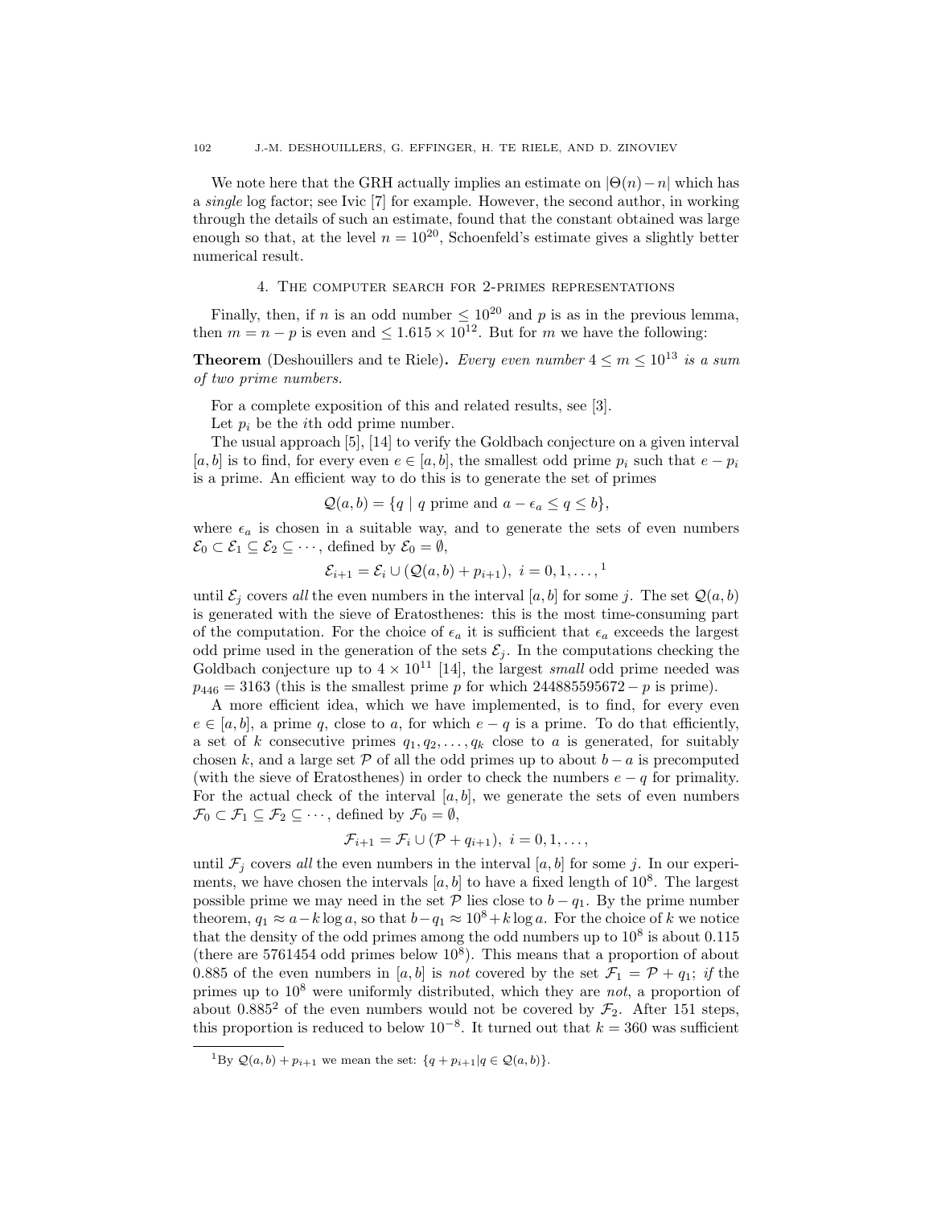We note here that the GRH actually implies an estimate on $|\Theta(n) - n|$ which has a *single* log factor; see Ivic [7] for example. However, the second author, in working through the details of such an estimate, found that the constant obtained was large enough so that, at the level $n = 10^{20}$, Schoenfeld's estimate gives a slightly better numerical result.

## 4. The computer search for 2-primes representations

Finally, then, if $n$ is an odd number $\le 10^{20}$ and $p$ is as in the previous lemma, then $m = n - p$ is even and $\le 1.615 \times 10^{12}$. But for $m$ we have the following:

**Theorem** (Deshouillers and te Riele)**.** *Every even number $4 \le m \le 10^{13}$ is a sum of two prime numbers.*

For a complete exposition of this and related results, see [3].

Let $p_i$ be the $i$th odd prime number.

The usual approach [5], [14] to verify the Goldbach conjecture on a given interval $[a, b]$ is to find, for every even $e \in [a, b]$, the smallest odd prime $p_i$ such that $e - p_i$ is a prime. An efficient way to do this is to generate the set of primes

$$\mathcal{Q}(a, b) = \{q \mid q \text{ prime and } a - \epsilon_a \le q \le b\},$$

where $\epsilon_a$ is chosen in a suitable way, and to generate the sets of even numbers $\mathcal{E}_0 \subset \mathcal{E}_1 \subseteq \mathcal{E}_2 \subseteq \cdots$, defined by $\mathcal{E}_0 = \emptyset$,

$$\mathcal{E}_{i+1} = \mathcal{E}_i \cup (\mathcal{Q}(a, b) + p_{i+1}),\ i = 0, 1, \ldots,^{1}$$

until $\mathcal{E}_j$ covers *all* the even numbers in the interval $[a, b]$ for some $j$. The set $\mathcal{Q}(a, b)$ is generated with the sieve of Eratosthenes: this is the most time-consuming part of the computation. For the choice of $\epsilon_a$ it is sufficient that $\epsilon_a$ exceeds the largest odd prime used in the generation of the sets $\mathcal{E}_j$. In the computations checking the Goldbach conjecture up to $4 \times 10^{11}$ [14], the largest *small* odd prime needed was $p_{446} = 3163$ (this is the smallest prime $p$ for which $244885595672 - p$ is prime).

A more efficient idea, which we have implemented, is to find, for every even $e \in [a, b]$, a prime $q$, close to $a$, for which $e - q$ is a prime. To do that efficiently, a set of $k$ consecutive primes $q_1, q_2, \ldots, q_k$ close to $a$ is generated, for suitably chosen $k$, and a large set $\mathcal{P}$ of all the odd primes up to about $b - a$ is precomputed (with the sieve of Eratosthenes) in order to check the numbers $e - q$ for primality. For the actual check of the interval $[a, b]$, we generate the sets of even numbers $\mathcal{F}_0 \subset \mathcal{F}_1 \subseteq \mathcal{F}_2 \subseteq \cdots$, defined by $\mathcal{F}_0 = \emptyset$,

$$\mathcal{F}_{i+1} = \mathcal{F}_i \cup (\mathcal{P} + q_{i+1}),\ i = 0, 1, \ldots,$$

until $\mathcal{F}_j$ covers *all* the even numbers in the interval $[a, b]$ for some $j$. In our experiments, we have chosen the intervals $[a, b]$ to have a fixed length of $10^8$. The largest possible prime we may need in the set $\mathcal{P}$ lies close to $b - q_1$. By the prime number theorem, $q_1 \approx a - k \log a$, so that $b - q_1 \approx 10^8 + k \log a$. For the choice of $k$ we notice that the density of the odd primes among the odd numbers up to $10^8$ is about 0.115 (there are 5761454 odd primes below $10^8$). This means that a proportion of about 0.885 of the even numbers in $[a, b]$ is *not* covered by the set $\mathcal{F}_1 = \mathcal{P} + q_1$; *if* the primes up to $10^8$ were uniformly distributed, which they are *not*, a proportion of about $0.885^2$ of the even numbers would not be covered by $\mathcal{F}_2$. After 151 steps, this proportion is reduced to below $10^{-8}$. It turned out that $k = 360$ was sufficient

[1] By $\mathcal{Q}(a, b) + p_{i+1}$ we mean the set: $\{q + p_{i+1} | q \in \mathcal{Q}(a, b)\}$.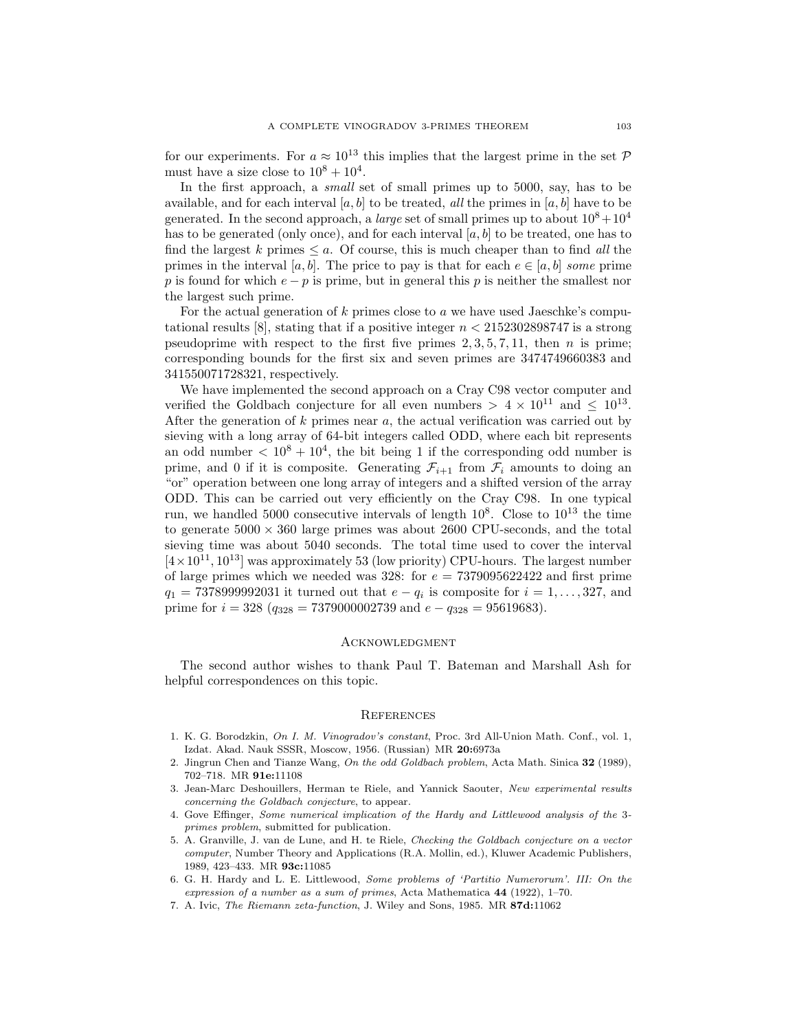for our experiments. For $a \approx 10^{13}$ this implies that the largest prime in the set $\mathcal{P}$ must have a size close to $10^8 + 10^4$.

In the first approach, a *small* set of small primes up to 5000, say, has to be available, and for each interval $[a, b]$ to be treated, *all* the primes in $[a, b]$ have to be generated. In the second approach, a *large* set of small primes up to about $10^8 + 10^4$ has to be generated (only once), and for each interval $[a, b]$ to be treated, one has to find the largest $k$ primes $\leq a$. Of course, this is much cheaper than to find *all* the primes in the interval $[a, b]$. The price to pay is that for each $e \in [a, b]$ *some* prime $p$ is found for which $e - p$ is prime, but in general this $p$ is neither the smallest nor the largest such prime.

For the actual generation of $k$ primes close to $a$ we have used Jaeschke's computational results [8], stating that if a positive integer $n < 2152302898747$ is a strong pseudoprime with respect to the first five primes $2, 3, 5, 7, 11$, then $n$ is prime; corresponding bounds for the first six and seven primes are 3474749660383 and 341550071728321, respectively.

We have implemented the second approach on a Cray C98 vector computer and verified the Goldbach conjecture for all even numbers $> 4 \times 10^{11}$ and $\leq 10^{13}$. After the generation of $k$ primes near $a$, the actual verification was carried out by sieving with a long array of 64-bit integers called ODD, where each bit represents an odd number $< 10^8 + 10^4$, the bit being 1 if the corresponding odd number is prime, and 0 if it is composite. Generating $\mathcal{F}_{i+1}$ from $\mathcal{F}_i$ amounts to doing an "or" operation between one long array of integers and a shifted version of the array ODD. This can be carried out very efficiently on the Cray C98. In one typical run, we handled 5000 consecutive intervals of length $10^8$. Close to $10^{13}$ the time to generate $5000 \times 360$ large primes was about 2600 CPU-seconds, and the total sieving time was about 5040 seconds. The total time used to cover the interval $[4 \times 10^{11}, 10^{13}]$ was approximately 53 (low priority) CPU-hours. The largest number of large primes which we needed was 328: for $e = 7379095622422$ and first prime $q_1 = 7378999992031$ it turned out that $e - q_i$ is composite for $i = 1, \ldots, 327$, and prime for $i = 328$ ($q_{328} = 7379000002739$ and $e - q_{328} = 95619683$).

## Acknowledgment

The second author wishes to thank Paul T. Bateman and Marshall Ash for helpful correspondences on this topic.

## References

1. K. G. Borodzkin, *On I. M. Vinogradov's constant*, Proc. 3rd All-Union Math. Conf., vol. 1, Izdat. Akad. Nauk SSSR, Moscow, 1956. (Russian) MR **20:**6973a
2. Jingrun Chen and Tianze Wang, *On the odd Goldbach problem*, Acta Math. Sinica **32** (1989), 702–718. MR **91e:**11108
3. Jean-Marc Deshouillers, Herman te Riele, and Yannick Saouter, *New experimental results concerning the Goldbach conjecture*, to appear.
4. Gove Effinger, *Some numerical implication of the Hardy and Littlewood analysis of the* 3-*primes problem*, submitted for publication.
5. A. Granville, J. van de Lune, and H. te Riele, *Checking the Goldbach conjecture on a vector computer*, Number Theory and Applications (R.A. Mollin, ed.), Kluwer Academic Publishers, 1989, 423–433. MR **93c:**11085
6. G. H. Hardy and L. E. Littlewood, *Some problems of 'Partitio Numerorum'. III: On the expression of a number as a sum of primes*, Acta Mathematica **44** (1922), 1–70.
7. A. Ivic, *The Riemann zeta-function*, J. Wiley and Sons, 1985. MR **87d:**11062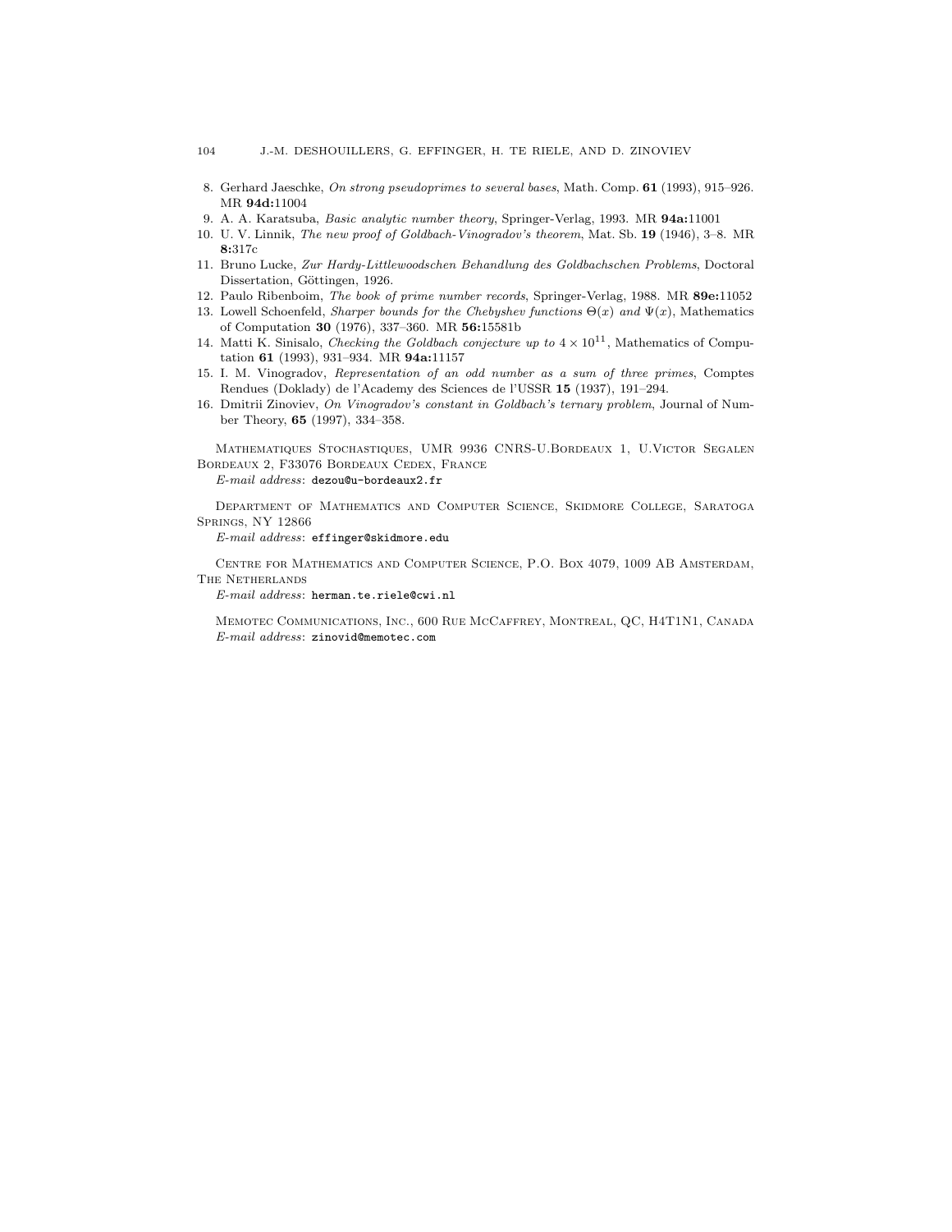8. Gerhard Jaeschke, *On strong pseudoprimes to several bases*, Math. Comp. **61** (1993), 915–926. MR **94d:**11004
9. A. A. Karatsuba, *Basic analytic number theory*, Springer-Verlag, 1993. MR **94a:**11001
10. U. V. Linnik, *The new proof of Goldbach-Vinogradov's theorem*, Mat. Sb. **19** (1946), 3–8. MR **8:**317c
11. Bruno Lucke, *Zur Hardy-Littlewoodschen Behandlung des Goldbachschen Problems*, Doctoral Dissertation, Göttingen, 1926.
12. Paulo Ribenboim, *The book of prime number records*, Springer-Verlag, 1988. MR **89e:**11052
13. Lowell Schoenfeld, *Sharper bounds for the Chebyshev functions $\Theta(x)$ and $\Psi(x)$*, Mathematics of Computation **30** (1976), 337–360. MR **56:**15581b
14. Matti K. Sinisalo, *Checking the Goldbach conjecture up to $4 \times 10^{11}$*, Mathematics of Computation **61** (1993), 931–934. MR **94a:**11157
15. I. M. Vinogradov, *Representation of an odd number as a sum of three primes*, Comptes Rendues (Doklady) de l'Academy des Sciences de l'USSR **15** (1937), 191–294.
16. Dmitrii Zinoviev, *On Vinogradov's constant in Goldbach's ternary problem*, Journal of Number Theory, **65** (1997), 334–358.

Mathematiques Stochastiques, UMR 9936 CNRS-U.Bordeaux 1, U.Victor Segalen Bordeaux 2, F33076 Bordeaux Cedex, France

*E-mail address*: `dezou@u-bordeaux2.fr`

Department of Mathematics and Computer Science, Skidmore College, Saratoga Springs, NY 12866

*E-mail address*: `effinger@skidmore.edu`

Centre for Mathematics and Computer Science, P.O. Box 4079, 1009 AB Amsterdam, The Netherlands

*E-mail address*: `herman.te.riele@cwi.nl`

Memotec Communications, Inc., 600 Rue McCaffrey, Montreal, QC, H4T1N1, Canada

*E-mail address*: `zinovid@memotec.com`